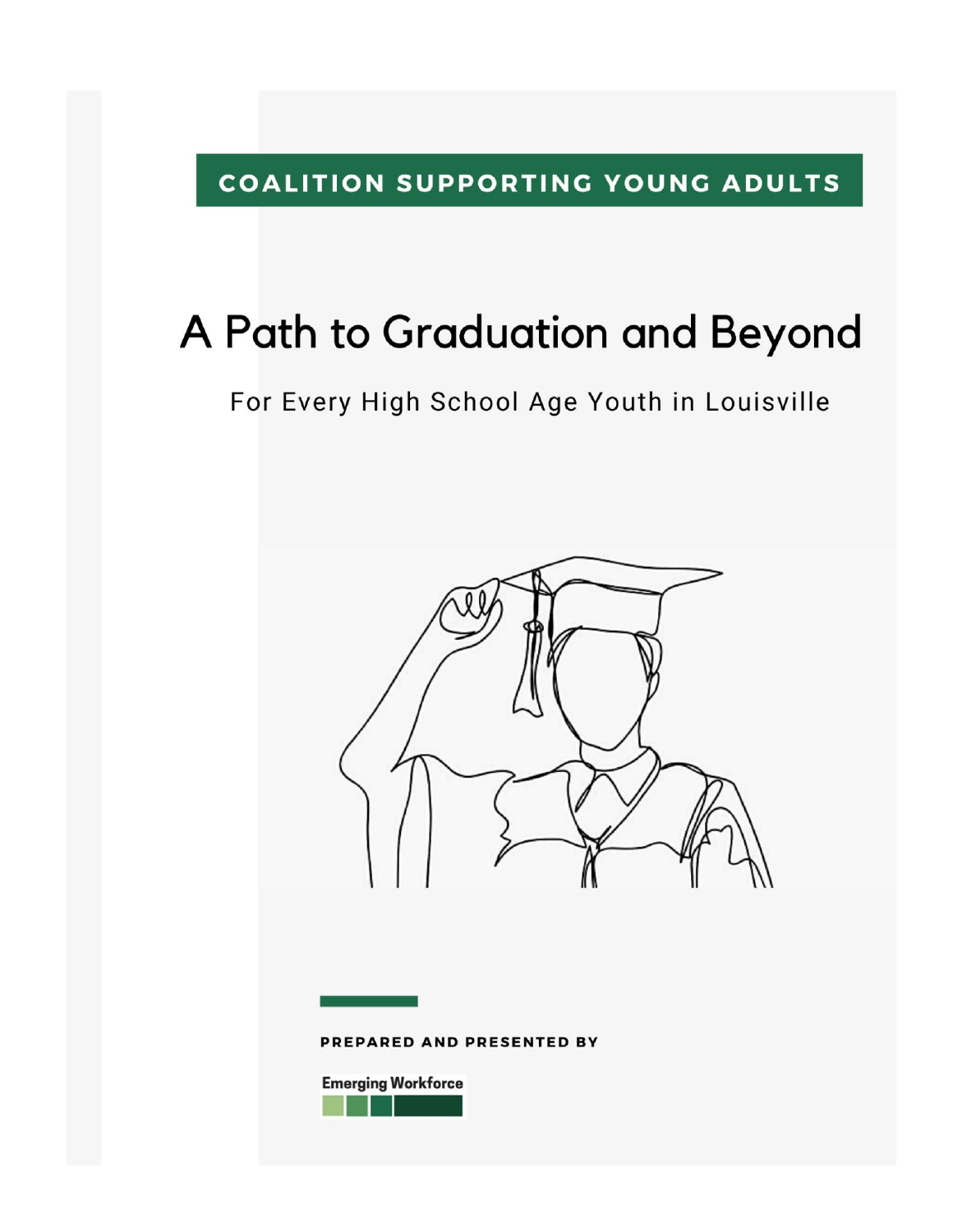**COALITION SUPPORTING YOUNG ADULTS**

# A Path to Graduation and Beyond

For Every High School Age Youth in Louisville

**PREPARED AND PRESENTED BY**

Emerging Workforce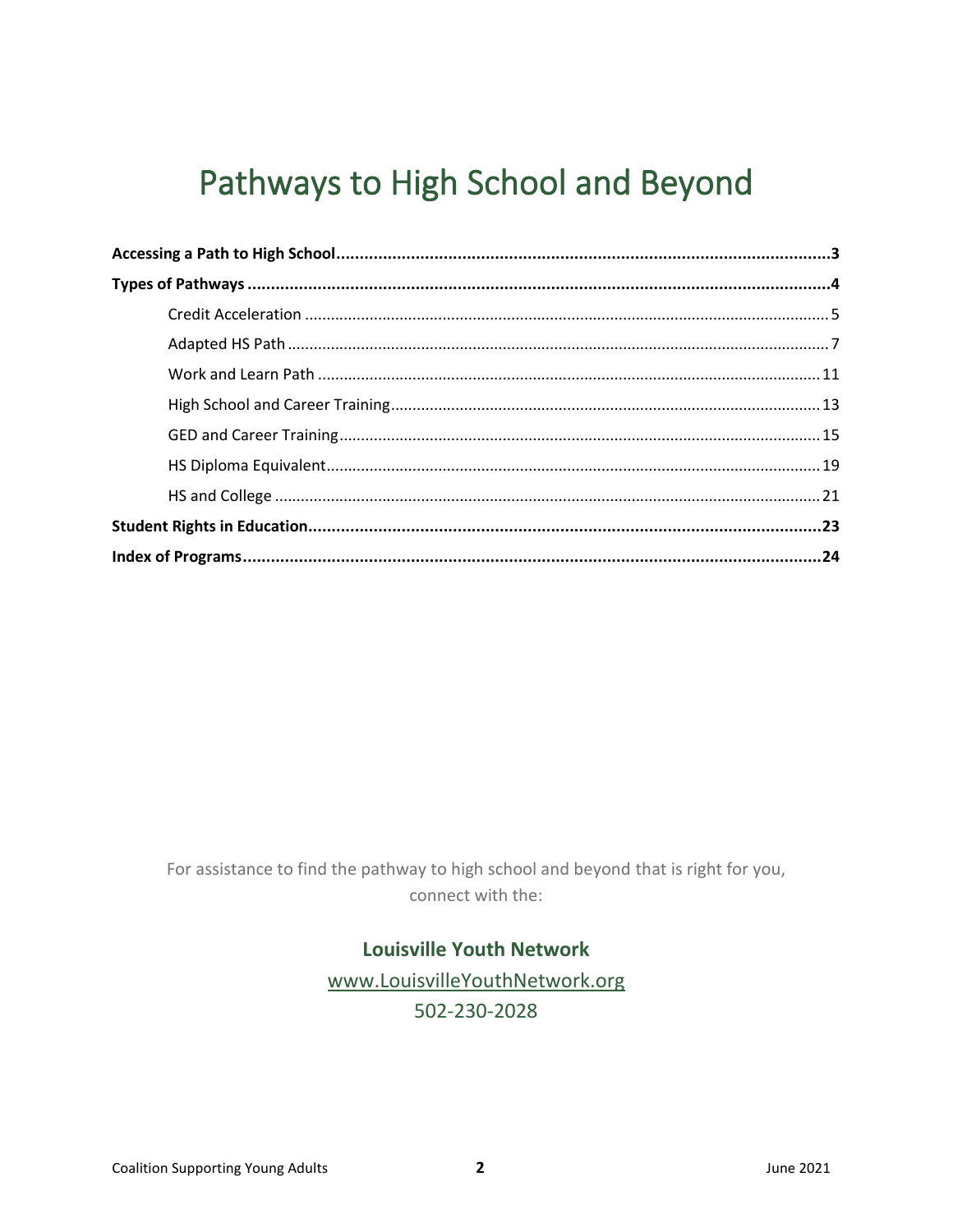# Pathways to High School and Beyond

**Accessing a Path to High School** ........ **3**

**Types of Pathways** ........ **4**

- Credit Acceleration ........ 5
- Adapted HS Path ........ 7
- Work and Learn Path ........ 11
- High School and Career Training ........ 13
- GED and Career Training ........ 15
- HS Diploma Equivalent ........ 19
- HS and College ........ 21

**Student Rights in Education** ........ **23**

**Index of Programs** ........ **24**

For assistance to find the pathway to high school and beyond that is right for you, connect with the:

**Louisville Youth Network**

www.LouisvilleYouthNetwork.org

502-230-2028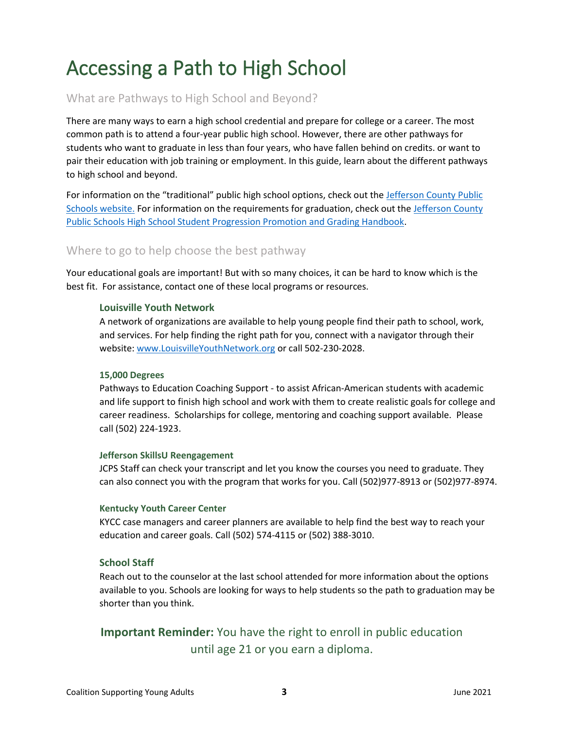# Accessing a Path to High School

## What are Pathways to High School and Beyond?

There are many ways to earn a high school credential and prepare for college or a career. The most common path is to attend a four-year public high school. However, there are other pathways for students who want to graduate in less than four years, who have fallen behind on credits. or want to pair their education with job training or employment. In this guide, learn about the different pathways to high school and beyond.

For information on the "traditional" public high school options, check out the [Jefferson County Public Schools website.]() For information on the requirements for graduation, check out the [Jefferson County Public Schools High School Student Progression Promotion and Grading Handbook]().

## Where to go to help choose the best pathway

Your educational goals are important! But with so many choices, it can be hard to know which is the best fit. For assistance, contact one of these local programs or resources.

### Louisville Youth Network

A network of organizations are available to help young people find their path to school, work, and services. For help finding the right path for you, connect with a navigator through their website: [www.LouisvilleYouthNetwork.org]() or call 502-230-2028.

### 15,000 Degrees

Pathways to Education Coaching Support - to assist African-American students with academic and life support to finish high school and work with them to create realistic goals for college and career readiness. Scholarships for college, mentoring and coaching support available. Please call (502) 224-1923.

### Jefferson SkillsU Reengagement

JCPS Staff can check your transcript and let you know the courses you need to graduate. They can also connect you with the program that works for you. Call (502)977-8913 or (502)977-8974.

### Kentucky Youth Career Center

KYCC case managers and career planners are available to help find the best way to reach your education and career goals. Call (502) 574-4115 or (502) 388-3010.

### School Staff

Reach out to the counselor at the last school attended for more information about the options available to you. Schools are looking for ways to help students so the path to graduation may be shorter than you think.

**Important Reminder:** You have the right to enroll in public education until age 21 or you earn a diploma.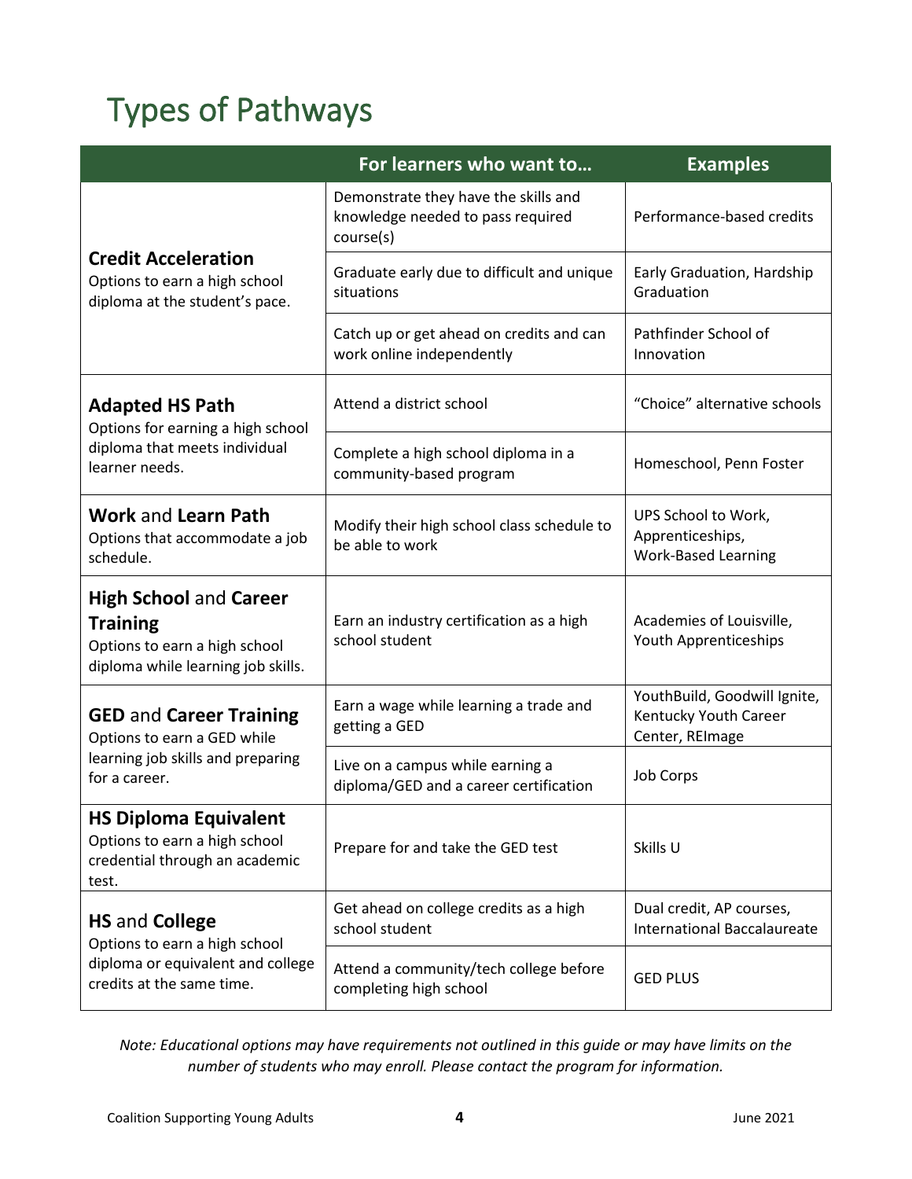# Types of Pathways

| | For learners who want to… | Examples |
|---|---|---|
| **Credit Acceleration** Options to earn a high school diploma at the student's pace. | Demonstrate they have the skills and knowledge needed to pass required course(s) | Performance-based credits |
| | Graduate early due to difficult and unique situations | Early Graduation, Hardship Graduation |
| | Catch up or get ahead on credits and can work online independently | Pathfinder School of Innovation |
| **Adapted HS Path** Options for earning a high school diploma that meets individual learner needs. | Attend a district school | "Choice" alternative schools |
| | Complete a high school diploma in a community-based program | Homeschool, Penn Foster |
| **Work** and **Learn Path** Options that accommodate a job schedule. | Modify their high school class schedule to be able to work | UPS School to Work, Apprenticeships, Work-Based Learning |
| **High School** and **Career Training** Options to earn a high school diploma while learning job skills. | Earn an industry certification as a high school student | Academies of Louisville, Youth Apprenticeships |
| **GED** and **Career Training** Options to earn a GED while learning job skills and preparing for a career. | Earn a wage while learning a trade and getting a GED | YouthBuild, Goodwill Ignite, Kentucky Youth Career Center, REImage |
| | Live on a campus while earning a diploma/GED and a career certification | Job Corps |
| **HS Diploma Equivalent** Options to earn a high school credential through an academic test. | Prepare for and take the GED test | Skills U |
| **HS** and **College** Options to earn a high school diploma or equivalent and college credits at the same time. | Get ahead on college credits as a high school student | Dual credit, AP courses, International Baccalaureate |
| | Attend a community/tech college before completing high school | GED PLUS |

*Note: Educational options may have requirements not outlined in this guide or may have limits on the number of students who may enroll. Please contact the program for information.*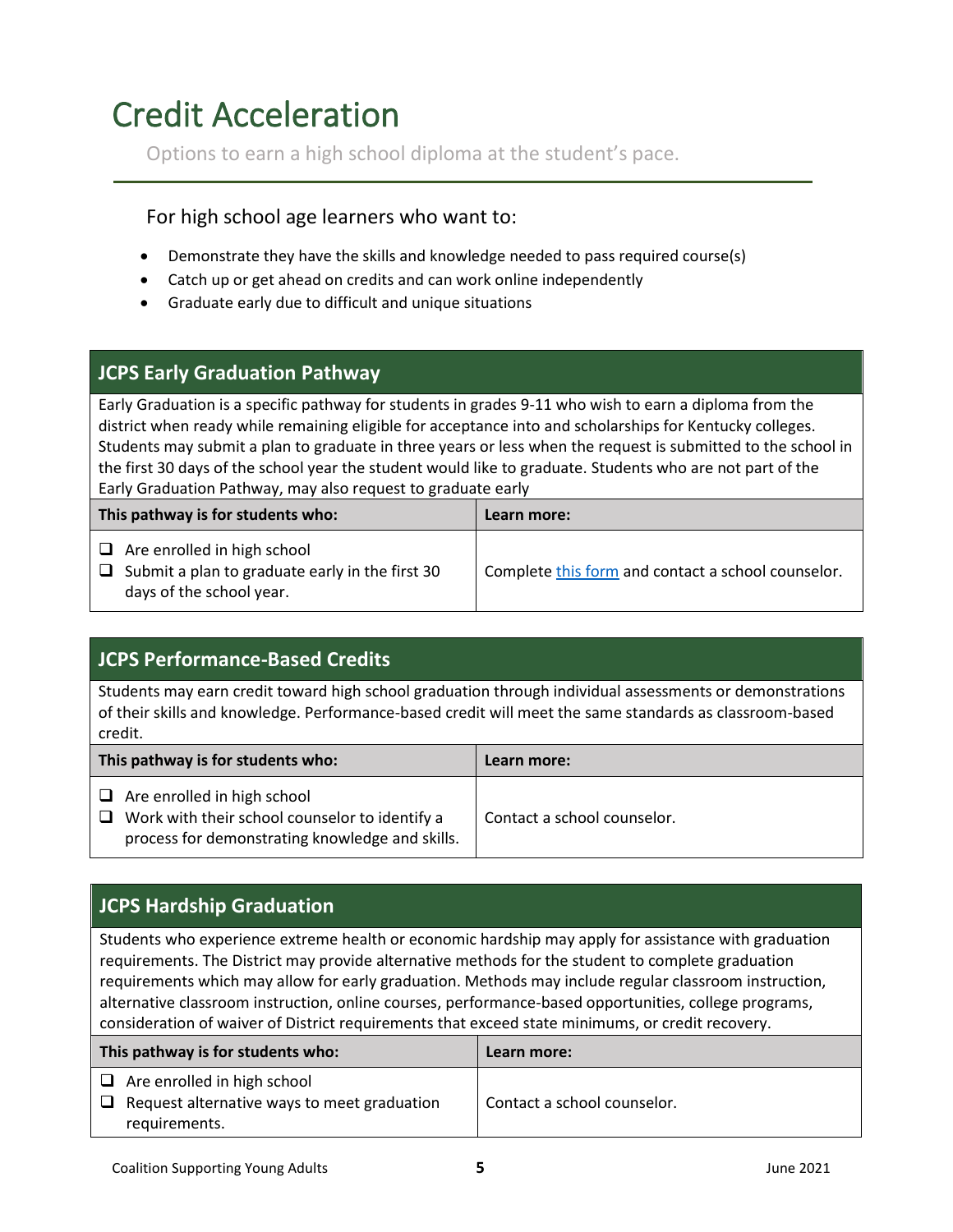# Credit Acceleration

Options to earn a high school diploma at the student's pace.

For high school age learners who want to:

- Demonstrate they have the skills and knowledge needed to pass required course(s)
- Catch up or get ahead on credits and can work online independently
- Graduate early due to difficult and unique situations

## JCPS Early Graduation Pathway

Early Graduation is a specific pathway for students in grades 9-11 who wish to earn a diploma from the district when ready while remaining eligible for acceptance into and scholarships for Kentucky colleges. Students may submit a plan to graduate in three years or less when the request is submitted to the school in the first 30 days of the school year the student would like to graduate. Students who are not part of the Early Graduation Pathway, may also request to graduate early

| This pathway is for students who: | Learn more: |
|---|---|
| ❑ Are enrolled in high school<br>❑ Submit a plan to graduate early in the first 30 days of the school year. | Complete this form and contact a school counselor. |

## JCPS Performance-Based Credits

Students may earn credit toward high school graduation through individual assessments or demonstrations of their skills and knowledge. Performance-based credit will meet the same standards as classroom-based credit.

| This pathway is for students who: | Learn more: |
|---|---|
| ❑ Are enrolled in high school<br>❑ Work with their school counselor to identify a process for demonstrating knowledge and skills. | Contact a school counselor. |

## JCPS Hardship Graduation

Students who experience extreme health or economic hardship may apply for assistance with graduation requirements. The District may provide alternative methods for the student to complete graduation requirements which may allow for early graduation. Methods may include regular classroom instruction, alternative classroom instruction, online courses, performance-based opportunities, college programs, consideration of waiver of District requirements that exceed state minimums, or credit recovery.

| This pathway is for students who: | Learn more: |
|---|---|
| ❑ Are enrolled in high school<br>❑ Request alternative ways to meet graduation requirements. | Contact a school counselor. |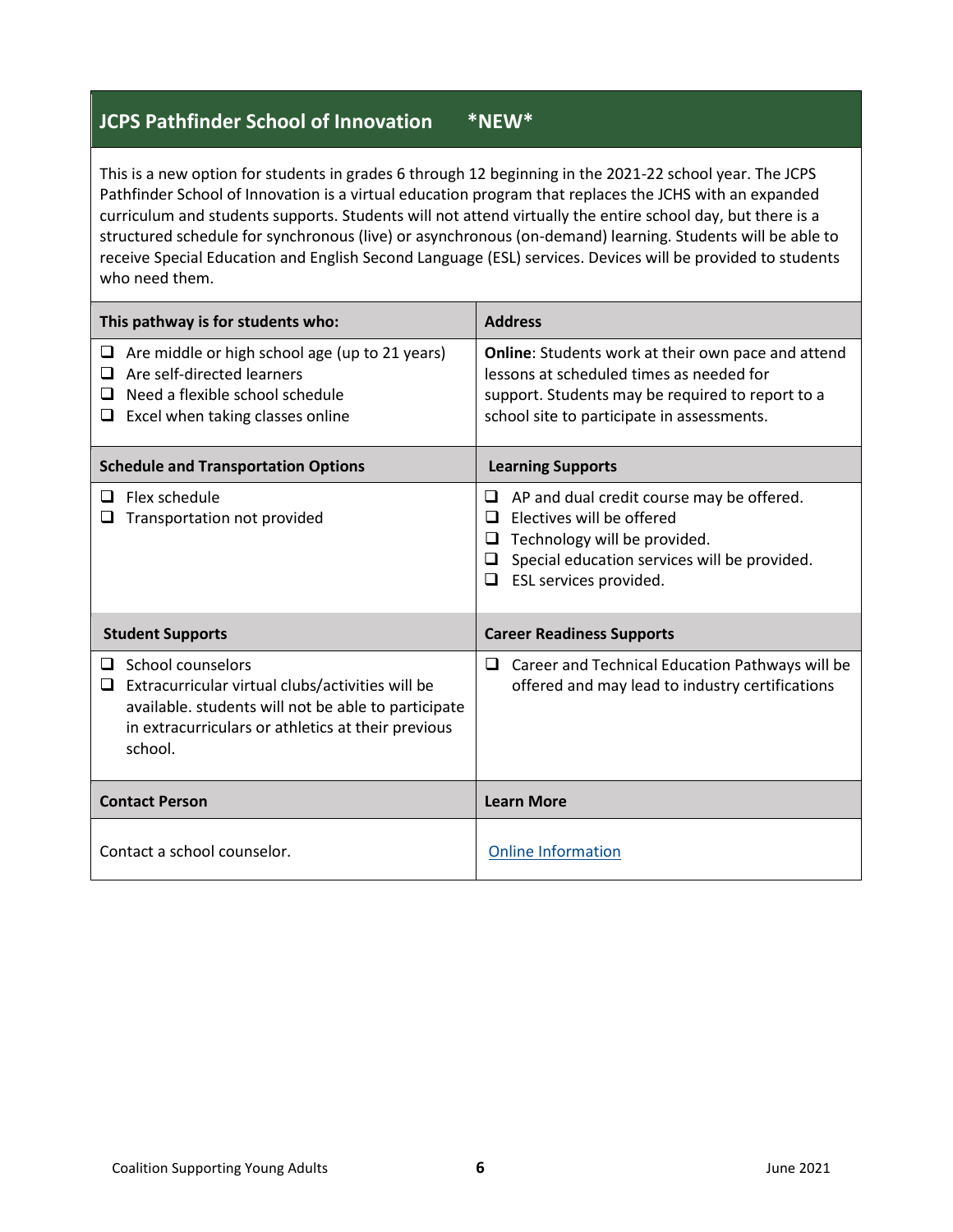## JCPS Pathfinder School of Innovation *NEW*

This is a new option for students in grades 6 through 12 beginning in the 2021-22 school year. The JCPS Pathfinder School of Innovation is a virtual education program that replaces the JCHS with an expanded curriculum and students supports. Students will not attend virtually the entire school day, but there is a structured schedule for synchronous (live) or asynchronous (on-demand) learning. Students will be able to receive Special Education and English Second Language (ESL) services. Devices will be provided to students who need them.

| This pathway is for students who: | Address |
| --- | --- |
| ❑ Are middle or high school age (up to 21 years)<br>❑ Are self-directed learners<br>❑ Need a flexible school schedule<br>❑ Excel when taking classes online | **Online**: Students work at their own pace and attend lessons at scheduled times as needed for support. Students may be required to report to a school site to participate in assessments. |
| **Schedule and Transportation Options** | **Learning Supports** |
| ❑ Flex schedule<br>❑ Transportation not provided | ❑ AP and dual credit course may be offered.<br>❑ Electives will be offered<br>❑ Technology will be provided.<br>❑ Special education services will be provided.<br>❑ ESL services provided. |
| **Student Supports** | **Career Readiness Supports** |
| ❑ School counselors<br>❑ Extracurricular virtual clubs/activities will be available. students will not be able to participate in extracurriculars or athletics at their previous school. | ❑ Career and Technical Education Pathways will be offered and may lead to industry certifications |
| **Contact Person** | **Learn More** |
| Contact a school counselor. | Online Information |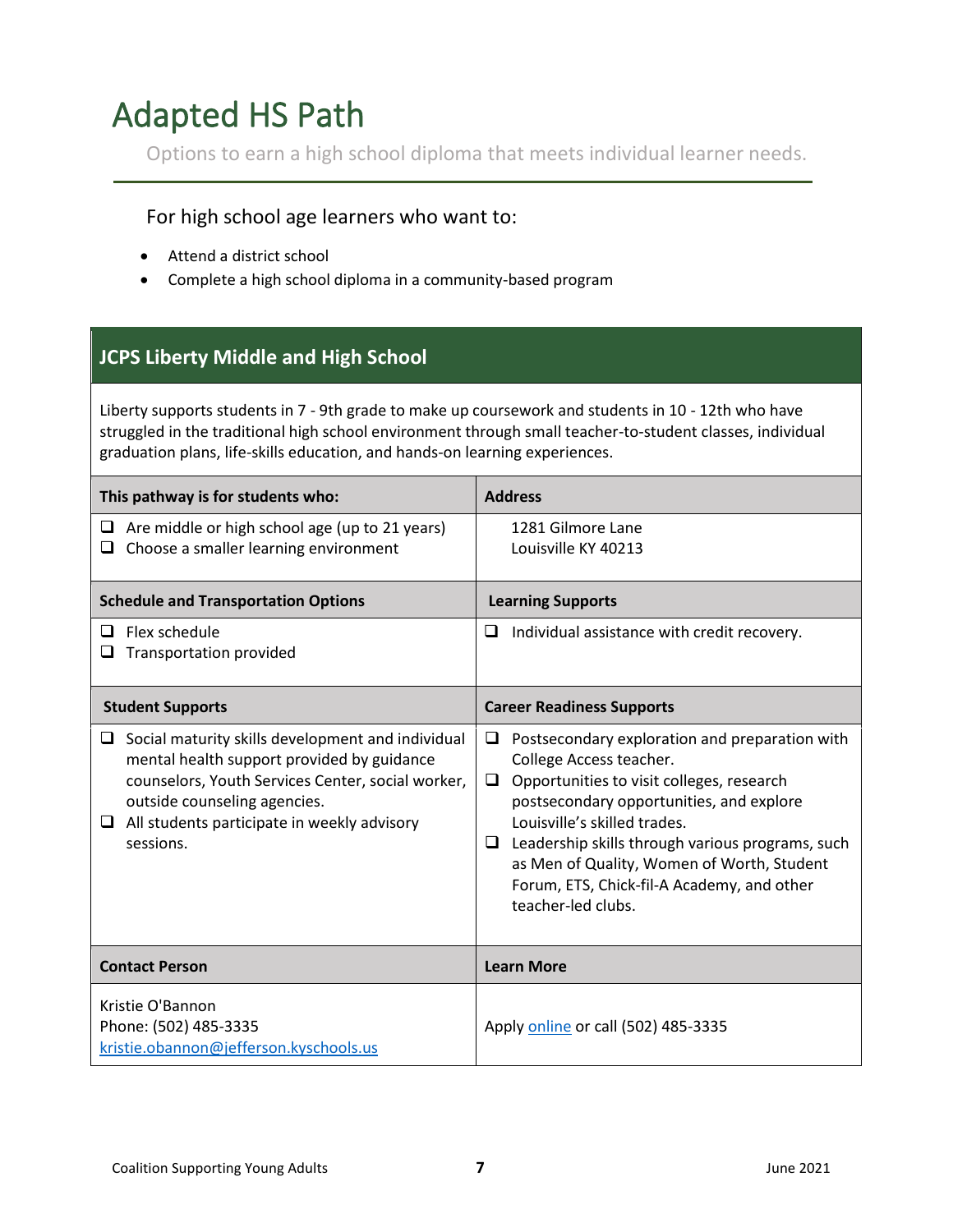# Adapted HS Path

Options to earn a high school diploma that meets individual learner needs.

For high school age learners who want to:

- Attend a district school
- Complete a high school diploma in a community-based program

## JCPS Liberty Middle and High School

Liberty supports students in 7 - 9th grade to make up coursework and students in 10 - 12th who have struggled in the traditional high school environment through small teacher-to-student classes, individual graduation plans, life-skills education, and hands-on learning experiences.

| This pathway is for students who: | Address |
|---|---|
| ❑ Are middle or high school age (up to 21 years)<br>❑ Choose a smaller learning environment | 1281 Gilmore Lane<br>Louisville KY 40213 |
| **Schedule and Transportation Options** | **Learning Supports** |
| ❑ Flex schedule<br>❑ Transportation provided | ❑ Individual assistance with credit recovery. |
| **Student Supports** | **Career Readiness Supports** |
| ❑ Social maturity skills development and individual mental health support provided by guidance counselors, Youth Services Center, social worker, outside counseling agencies.<br>❑ All students participate in weekly advisory sessions. | ❑ Postsecondary exploration and preparation with College Access teacher.<br>❑ Opportunities to visit colleges, research postsecondary opportunities, and explore Louisville's skilled trades.<br>❑ Leadership skills through various programs, such as Men of Quality, Women of Worth, Student Forum, ETS, Chick-fil-A Academy, and other teacher-led clubs. |
| **Contact Person** | **Learn More** |
| Kristie O'Bannon<br>Phone: (502) 485-3335<br>kristie.obannon@jefferson.kyschools.us | Apply online or call (502) 485-3335 |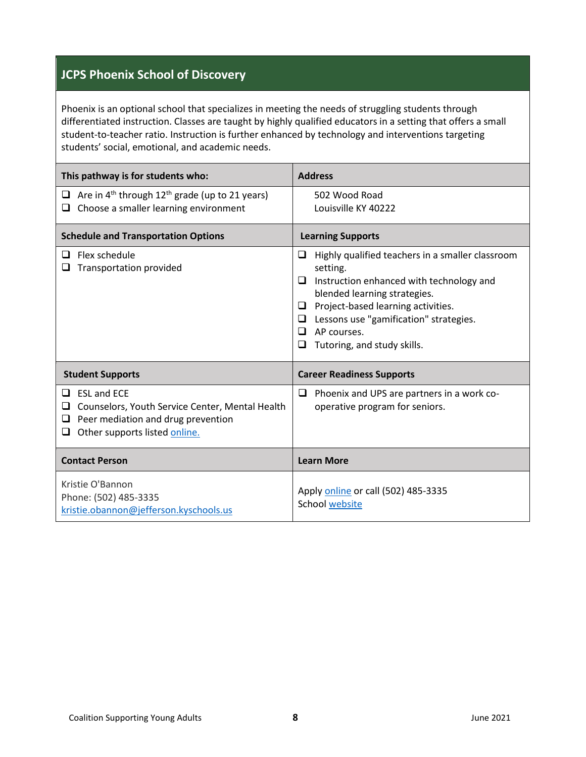## JCPS Phoenix School of Discovery

Phoenix is an optional school that specializes in meeting the needs of struggling students through differentiated instruction. Classes are taught by highly qualified educators in a setting that offers a small student-to-teacher ratio. Instruction is further enhanced by technology and interventions targeting students' social, emotional, and academic needs.

| This pathway is for students who: | Address |
|---|---|
| ❑ Are in 4th through 12th grade (up to 21 years)<br>❑ Choose a smaller learning environment | 502 Wood Road<br>Louisville KY 40222 |
| **Schedule and Transportation Options** | **Learning Supports** |
| ❑ Flex schedule<br>❑ Transportation provided | ❑ Highly qualified teachers in a smaller classroom setting.<br>❑ Instruction enhanced with technology and blended learning strategies.<br>❑ Project-based learning activities.<br>❑ Lessons use "gamification" strategies.<br>❑ AP courses.<br>❑ Tutoring, and study skills. |
| **Student Supports** | **Career Readiness Supports** |
| ❑ ESL and ECE<br>❑ Counselors, Youth Service Center, Mental Health<br>❑ Peer mediation and drug prevention<br>❑ Other supports listed online. | ❑ Phoenix and UPS are partners in a work co-operative program for seniors. |
| **Contact Person** | **Learn More** |
| Kristie O'Bannon<br>Phone: (502) 485-3335<br>kristie.obannon@jefferson.kyschools.us | Apply online or call (502) 485-3335<br>School website |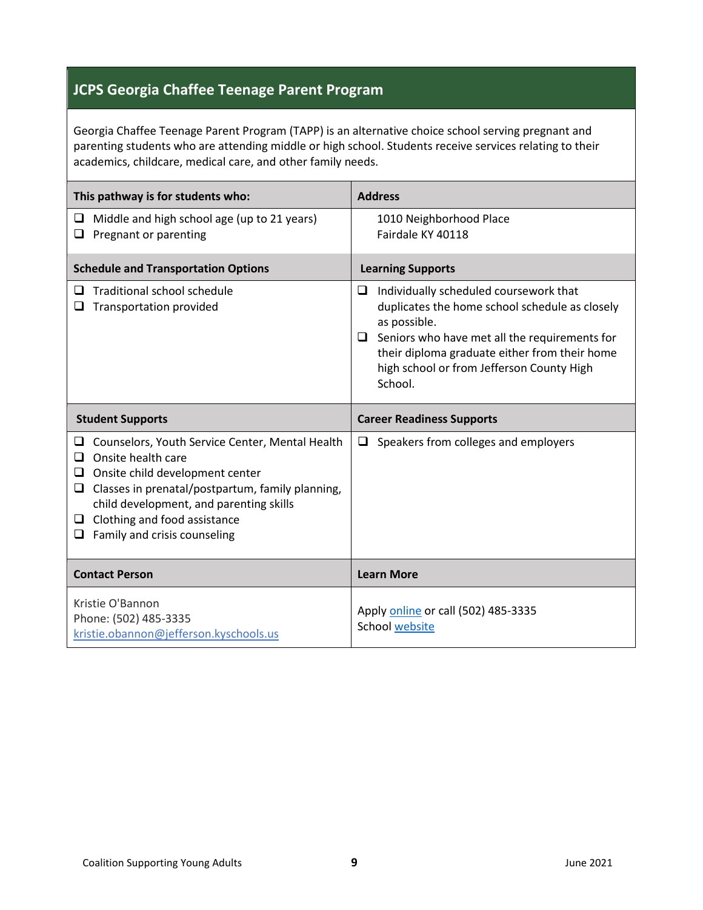## JCPS Georgia Chaffee Teenage Parent Program

Georgia Chaffee Teenage Parent Program (TAPP) is an alternative choice school serving pregnant and parenting students who are attending middle or high school. Students receive services relating to their academics, childcare, medical care, and other family needs.

| This pathway is for students who: | Address |
|---|---|
| ❑ Middle and high school age (up to 21 years)<br>❑ Pregnant or parenting | 1010 Neighborhood Place<br>Fairdale KY 40118 |
| **Schedule and Transportation Options** | **Learning Supports** |
| ❑ Traditional school schedule<br>❑ Transportation provided | ❑ Individually scheduled coursework that duplicates the home school schedule as closely as possible.<br>❑ Seniors who have met all the requirements for their diploma graduate either from their home high school or from Jefferson County High School. |
| **Student Supports** | **Career Readiness Supports** |
| ❑ Counselors, Youth Service Center, Mental Health<br>❑ Onsite health care<br>❑ Onsite child development center<br>❑ Classes in prenatal/postpartum, family planning, child development, and parenting skills<br>❑ Clothing and food assistance<br>❑ Family and crisis counseling | ❑ Speakers from colleges and employers |
| **Contact Person** | **Learn More** |
| Kristie O'Bannon<br>Phone: (502) 485-3335<br>kristie.obannon@jefferson.kyschools.us | Apply online or call (502) 485-3335<br>School website |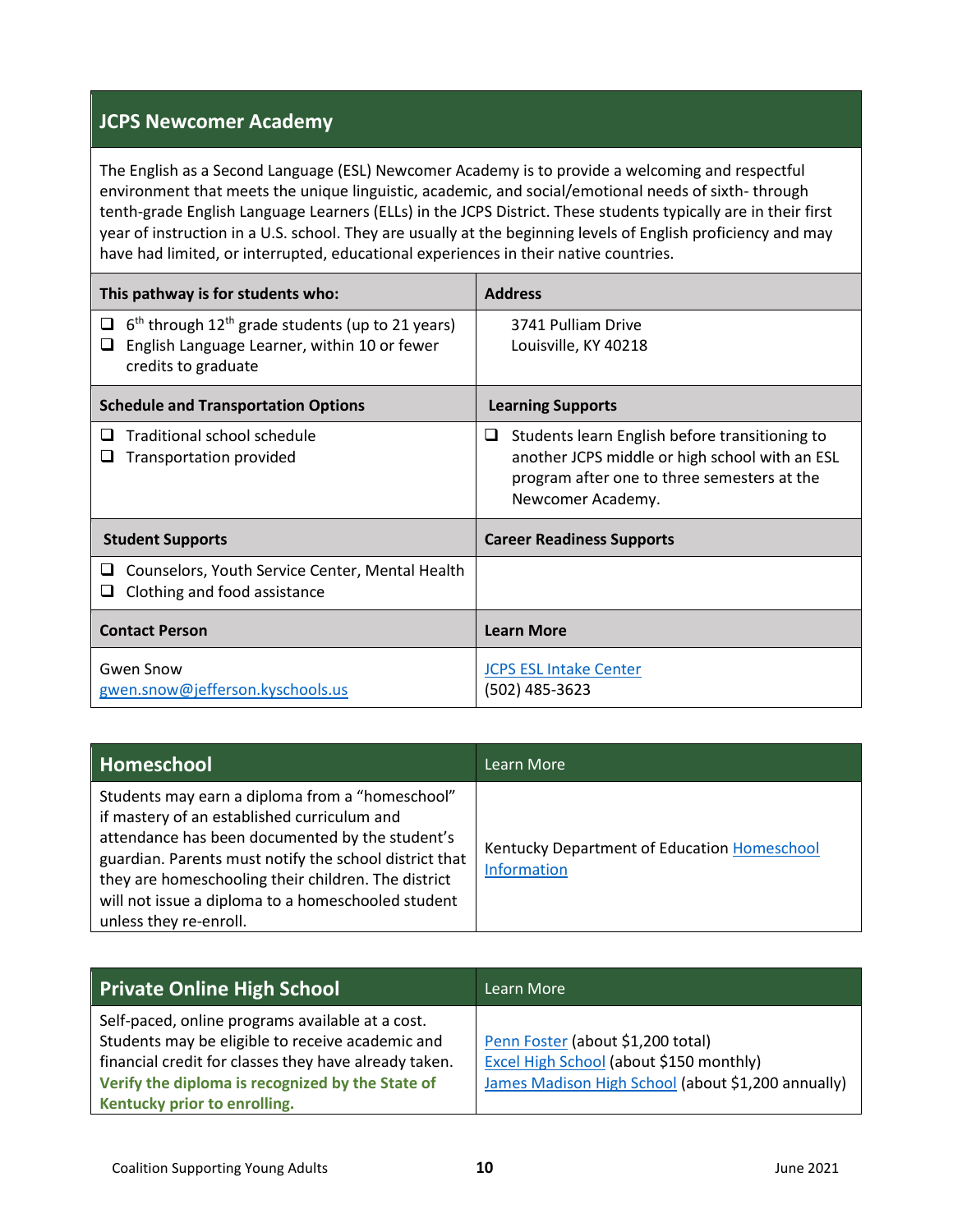## JCPS Newcomer Academy

The English as a Second Language (ESL) Newcomer Academy is to provide a welcoming and respectful environment that meets the unique linguistic, academic, and social/emotional needs of sixth- through tenth-grade English Language Learners (ELLs) in the JCPS District. These students typically are in their first year of instruction in a U.S. school. They are usually at the beginning levels of English proficiency and may have had limited, or interrupted, educational experiences in their native countries.

| This pathway is for students who: | Address |
|---|---|
| ❑ 6th through 12th grade students (up to 21 years)<br>❑ English Language Learner, within 10 or fewer credits to graduate | 3741 Pulliam Drive<br>Louisville, KY 40218 |
| **Schedule and Transportation Options** | **Learning Supports** |
| ❑ Traditional school schedule<br>❑ Transportation provided | ❑ Students learn English before transitioning to another JCPS middle or high school with an ESL program after one to three semesters at the Newcomer Academy. |
| **Student Supports** | **Career Readiness Supports** |
| ❑ Counselors, Youth Service Center, Mental Health<br>❑ Clothing and food assistance | |
| **Contact Person** | **Learn More** |
| Gwen Snow<br>gwen.snow@jefferson.kyschools.us | JCPS ESL Intake Center<br>(502) 485-3623 |

| Homeschool | Learn More |
|---|---|
| Students may earn a diploma from a "homeschool" if mastery of an established curriculum and attendance has been documented by the student's guardian. Parents must notify the school district that they are homeschooling their children. The district will not issue a diploma to a homeschooled student unless they re-enroll. | Kentucky Department of Education Homeschool Information |

| Private Online High School | Learn More |
|---|---|
| Self-paced, online programs available at a cost. Students may be eligible to receive academic and financial credit for classes they have already taken. **Verify the diploma is recognized by the State of Kentucky prior to enrolling.** | Penn Foster (about $1,200 total)<br>Excel High School (about $150 monthly)<br>James Madison High School (about $1,200 annually) |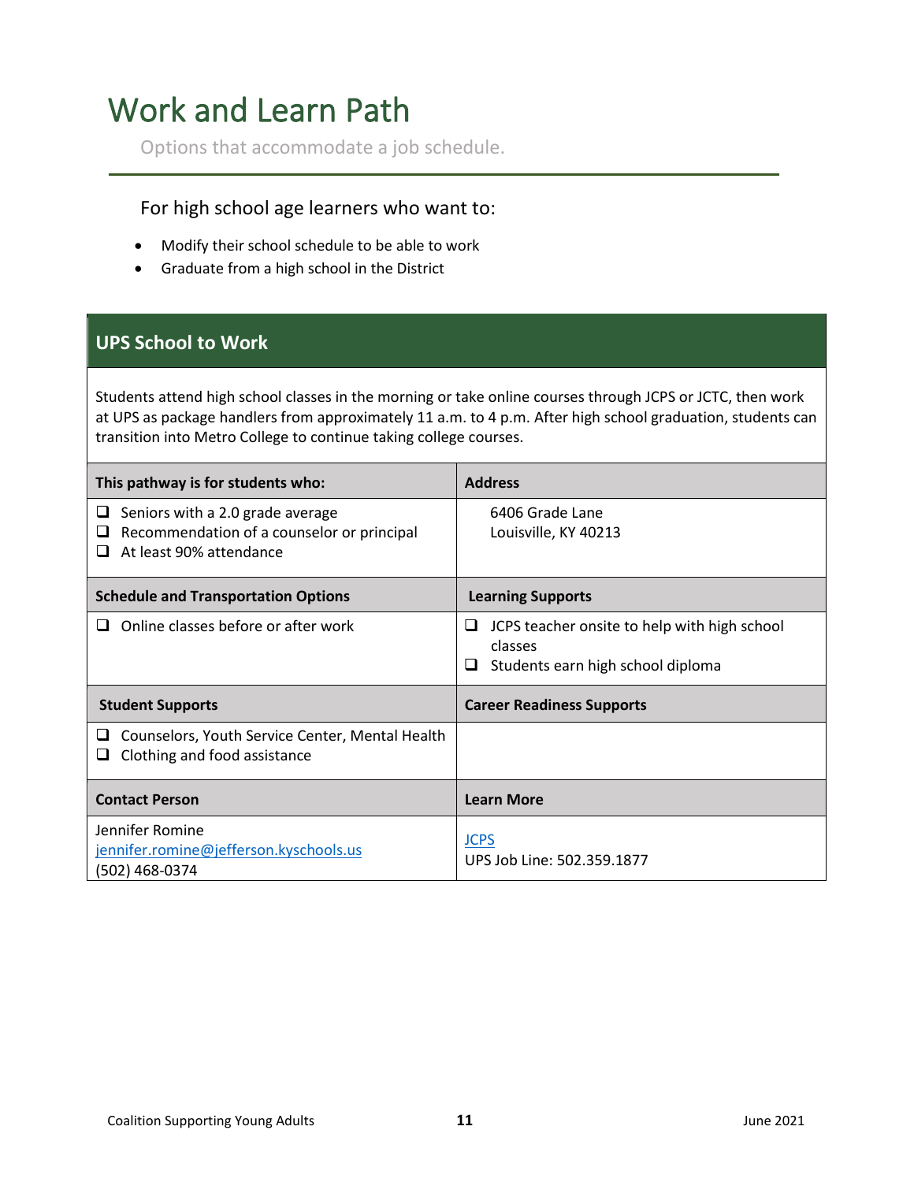# Work and Learn Path

Options that accommodate a job schedule.

For high school age learners who want to:

- Modify their school schedule to be able to work
- Graduate from a high school in the District

## UPS School to Work

Students attend high school classes in the morning or take online courses through JCPS or JCTC, then work at UPS as package handlers from approximately 11 a.m. to 4 p.m. After high school graduation, students can transition into Metro College to continue taking college courses.

| This pathway is for students who: | Address |
|---|---|
| ❑ Seniors with a 2.0 grade average<br>❑ Recommendation of a counselor or principal<br>❑ At least 90% attendance | 6406 Grade Lane<br>Louisville, KY 40213 |
| **Schedule and Transportation Options** | **Learning Supports** |
| ❑ Online classes before or after work | ❑ JCPS teacher onsite to help with high school classes<br>❑ Students earn high school diploma |
| **Student Supports** | **Career Readiness Supports** |
| ❑ Counselors, Youth Service Center, Mental Health<br>❑ Clothing and food assistance | |
| **Contact Person** | **Learn More** |
| Jennifer Romine<br>jennifer.romine@jefferson.kyschools.us<br>(502) 468-0374 | JCPS<br>UPS Job Line: 502.359.1877 |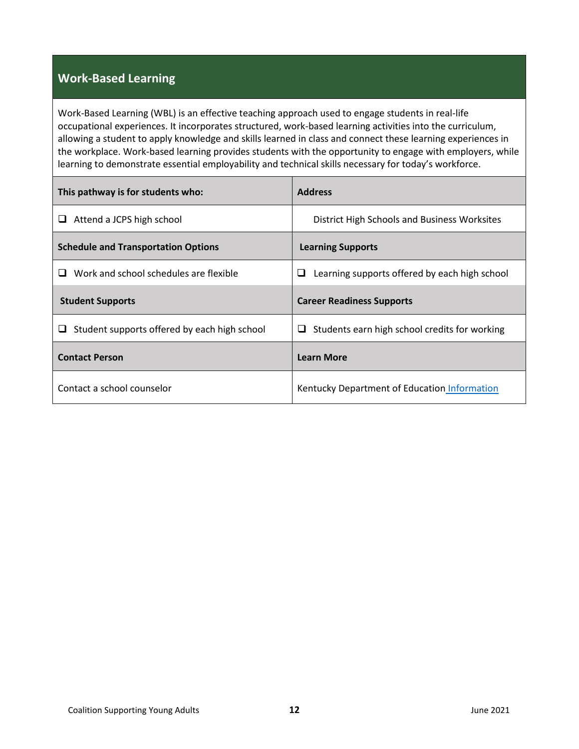## Work-Based Learning

Work-Based Learning (WBL) is an effective teaching approach used to engage students in real-life occupational experiences. It incorporates structured, work-based learning activities into the curriculum, allowing a student to apply knowledge and skills learned in class and connect these learning experiences in the workplace. Work-based learning provides students with the opportunity to engage with employers, while learning to demonstrate essential employability and technical skills necessary for today's workforce.

| **This pathway is for students who:** | **Address** |
| --- | --- |
| ❑ Attend a JCPS high school | District High Schools and Business Worksites |
| **Schedule and Transportation Options** | **Learning Supports** |
| ❑ Work and school schedules are flexible | ❑ Learning supports offered by each high school |
| **Student Supports** | **Career Readiness Supports** |
| ❑ Student supports offered by each high school | ❑ Students earn high school credits for working |
| **Contact Person** | **Learn More** |
| Contact a school counselor | Kentucky Department of Education Information |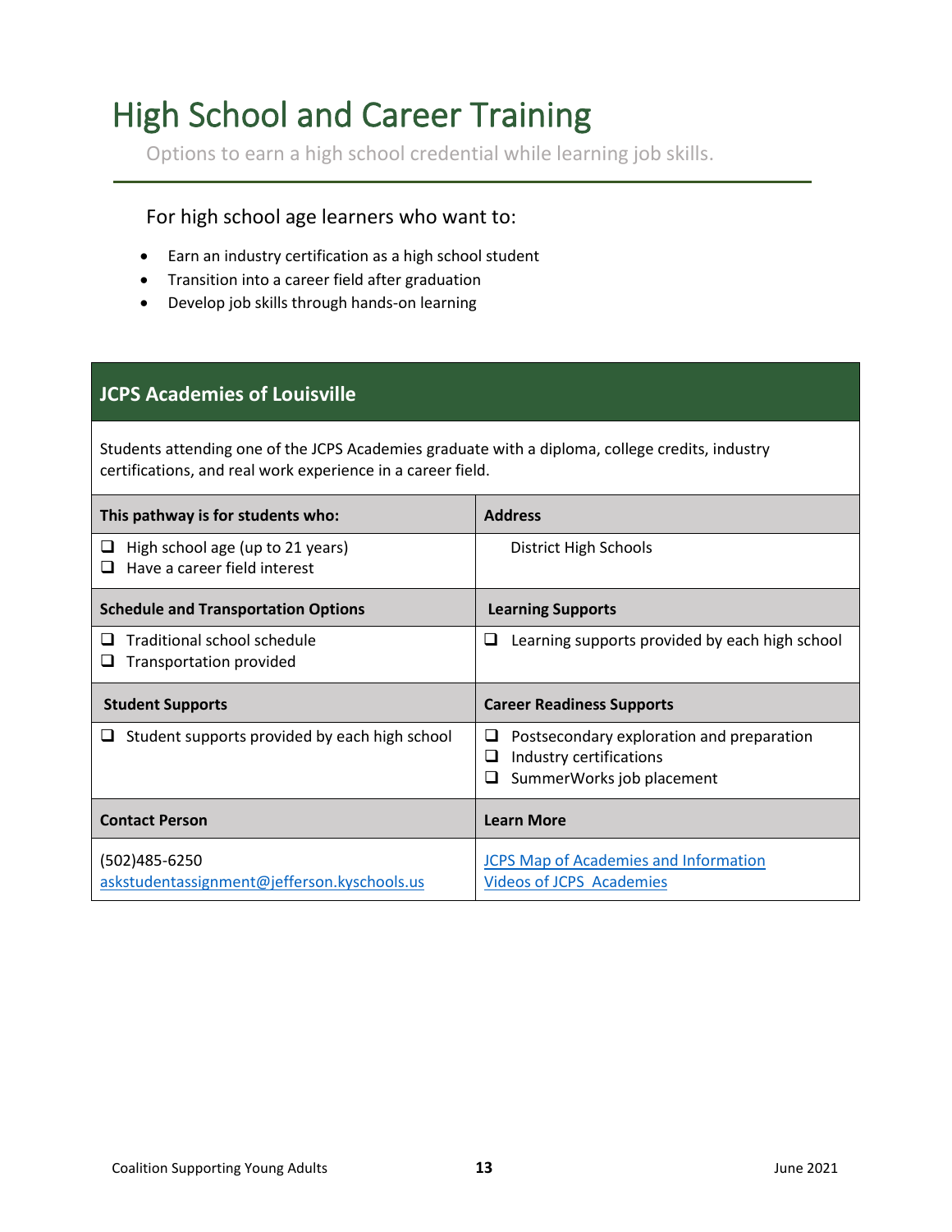# High School and Career Training

Options to earn a high school credential while learning job skills.

For high school age learners who want to:

- Earn an industry certification as a high school student
- Transition into a career field after graduation
- Develop job skills through hands-on learning

## JCPS Academies of Louisville

Students attending one of the JCPS Academies graduate with a diploma, college credits, industry certifications, and real work experience in a career field.

| This pathway is for students who: | Address |
| --- | --- |
| ❑ High school age (up to 21 years)<br>❑ Have a career field interest | District High Schools |
| **Schedule and Transportation Options** | **Learning Supports** |
| ❑ Traditional school schedule<br>❑ Transportation provided | ❑ Learning supports provided by each high school |
| **Student Supports** | **Career Readiness Supports** |
| ❑ Student supports provided by each high school | ❑ Postsecondary exploration and preparation<br>❑ Industry certifications<br>❑ SummerWorks job placement |
| **Contact Person** | **Learn More** |
| (502)485-6250<br>askstudentassignment@jefferson.kyschools.us | JCPS Map of Academies and Information<br>Videos of JCPS Academies |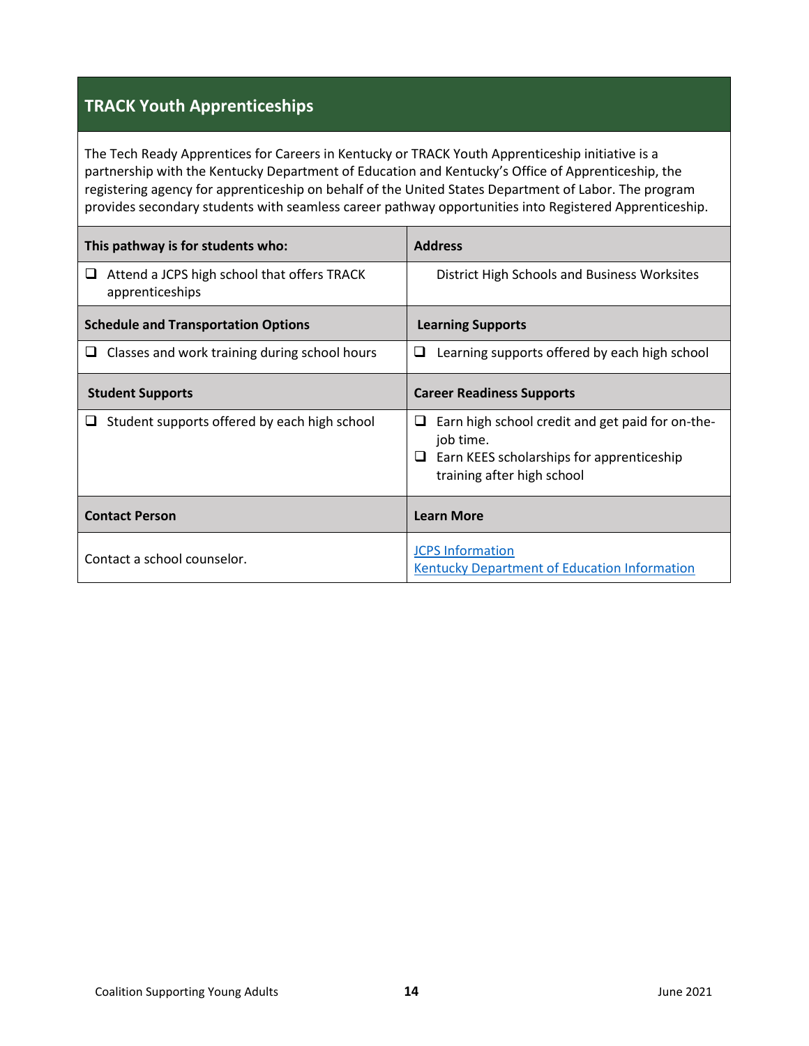## TRACK Youth Apprenticeships

The Tech Ready Apprentices for Careers in Kentucky or TRACK Youth Apprenticeship initiative is a partnership with the Kentucky Department of Education and Kentucky's Office of Apprenticeship, the registering agency for apprenticeship on behalf of the United States Department of Labor. The program provides secondary students with seamless career pathway opportunities into Registered Apprenticeship.

| This pathway is for students who: | Address |
|---|---|
| ❑ Attend a JCPS high school that offers TRACK apprenticeships | District High Schools and Business Worksites |
| **Schedule and Transportation Options** | **Learning Supports** |
| ❑ Classes and work training during school hours | ❑ Learning supports offered by each high school |
| **Student Supports** | **Career Readiness Supports** |
| ❑ Student supports offered by each high school | ❑ Earn high school credit and get paid for on-the-job time.<br>❑ Earn KEES scholarships for apprenticeship training after high school |
| **Contact Person** | **Learn More** |
| Contact a school counselor. | JCPS Information<br>Kentucky Department of Education Information |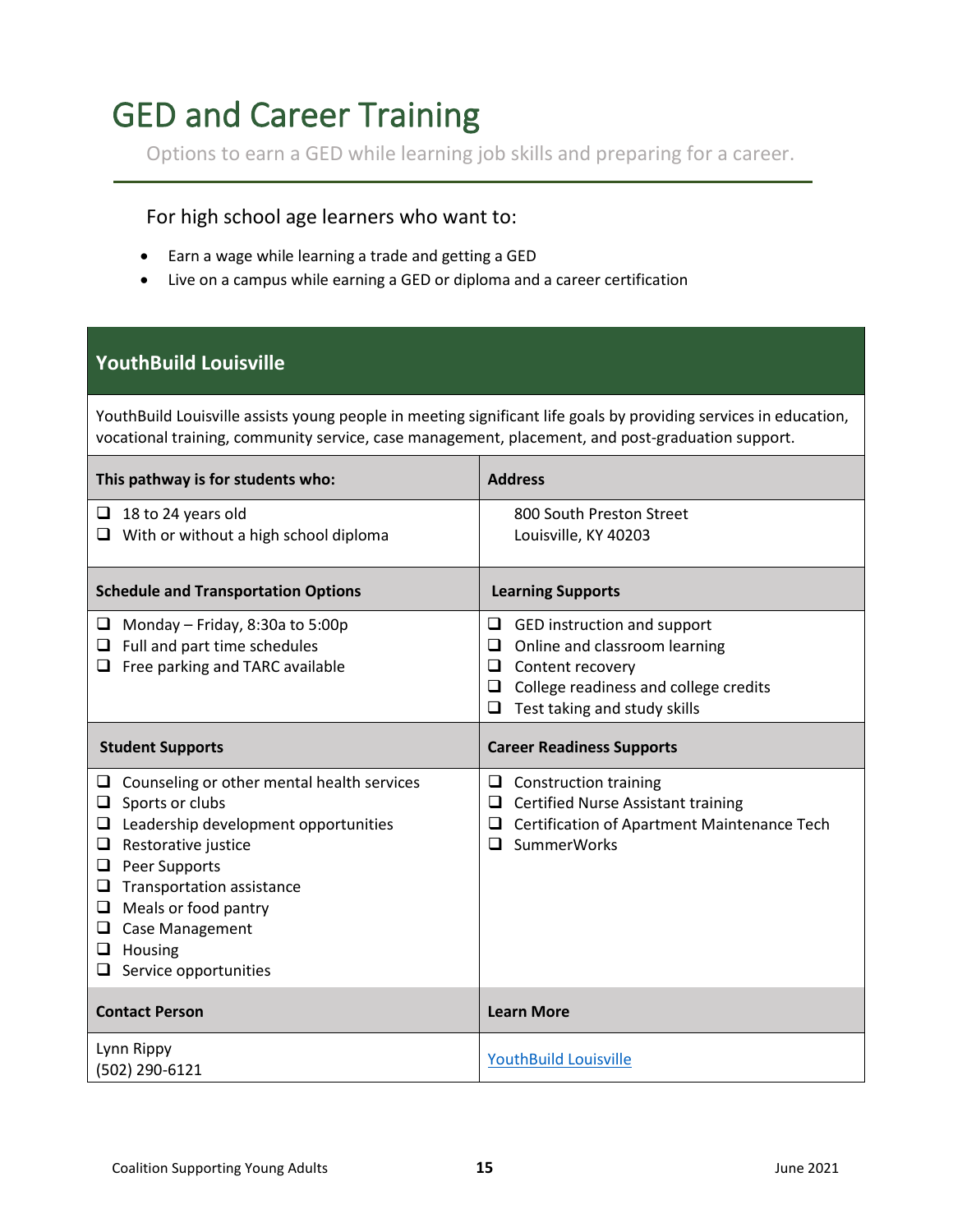# GED and Career Training

Options to earn a GED while learning job skills and preparing for a career.

For high school age learners who want to:

- Earn a wage while learning a trade and getting a GED
- Live on a campus while earning a GED or diploma and a career certification

## YouthBuild Louisville

YouthBuild Louisville assists young people in meeting significant life goals by providing services in education, vocational training, community service, case management, placement, and post-graduation support.

| **This pathway is for students who:** | **Address** |
|---|---|
| ❑ 18 to 24 years old<br>❑ With or without a high school diploma | 800 South Preston Street<br>Louisville, KY 40203 |
| **Schedule and Transportation Options** | **Learning Supports** |
| ❑ Monday – Friday, 8:30a to 5:00p<br>❑ Full and part time schedules<br>❑ Free parking and TARC available | ❑ GED instruction and support<br>❑ Online and classroom learning<br>❑ Content recovery<br>❑ College readiness and college credits<br>❑ Test taking and study skills |
| **Student Supports** | **Career Readiness Supports** |
| ❑ Counseling or other mental health services<br>❑ Sports or clubs<br>❑ Leadership development opportunities<br>❑ Restorative justice<br>❑ Peer Supports<br>❑ Transportation assistance<br>❑ Meals or food pantry<br>❑ Case Management<br>❑ Housing<br>❑ Service opportunities | ❑ Construction training<br>❑ Certified Nurse Assistant training<br>❑ Certification of Apartment Maintenance Tech<br>❑ SummerWorks |
| **Contact Person** | **Learn More** |
| Lynn Rippy<br>(502) 290-6121 | YouthBuild Louisville |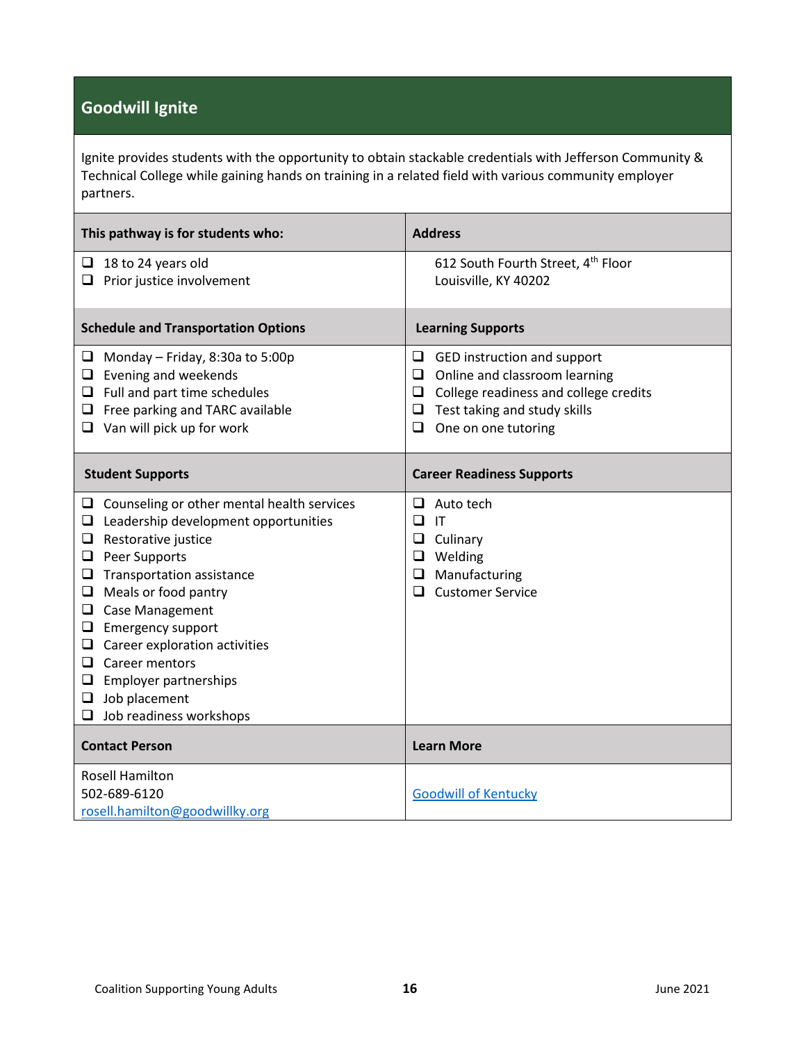## Goodwill Ignite

Ignite provides students with the opportunity to obtain stackable credentials with Jefferson Community & Technical College while gaining hands on training in a related field with various community employer partners.

| This pathway is for students who: | Address |
| --- | --- |
| ❑ 18 to 24 years old<br>❑ Prior justice involvement | 612 South Fourth Street, 4th Floor<br>Louisville, KY 40202 |
| **Schedule and Transportation Options** | **Learning Supports** |
| ❑ Monday – Friday, 8:30a to 5:00p<br>❑ Evening and weekends<br>❑ Full and part time schedules<br>❑ Free parking and TARC available<br>❑ Van will pick up for work | ❑ GED instruction and support<br>❑ Online and classroom learning<br>❑ College readiness and college credits<br>❑ Test taking and study skills<br>❑ One on one tutoring |
| **Student Supports** | **Career Readiness Supports** |
| ❑ Counseling or other mental health services<br>❑ Leadership development opportunities<br>❑ Restorative justice<br>❑ Peer Supports<br>❑ Transportation assistance<br>❑ Meals or food pantry<br>❑ Case Management<br>❑ Emergency support<br>❑ Career exploration activities<br>❑ Career mentors<br>❑ Employer partnerships<br>❑ Job placement<br>❑ Job readiness workshops | ❑ Auto tech<br>❑ IT<br>❑ Culinary<br>❑ Welding<br>❑ Manufacturing<br>❑ Customer Service |
| **Contact Person** | **Learn More** |
| Rosell Hamilton<br>502-689-6120<br>rosell.hamilton@goodwillky.org | Goodwill of Kentucky |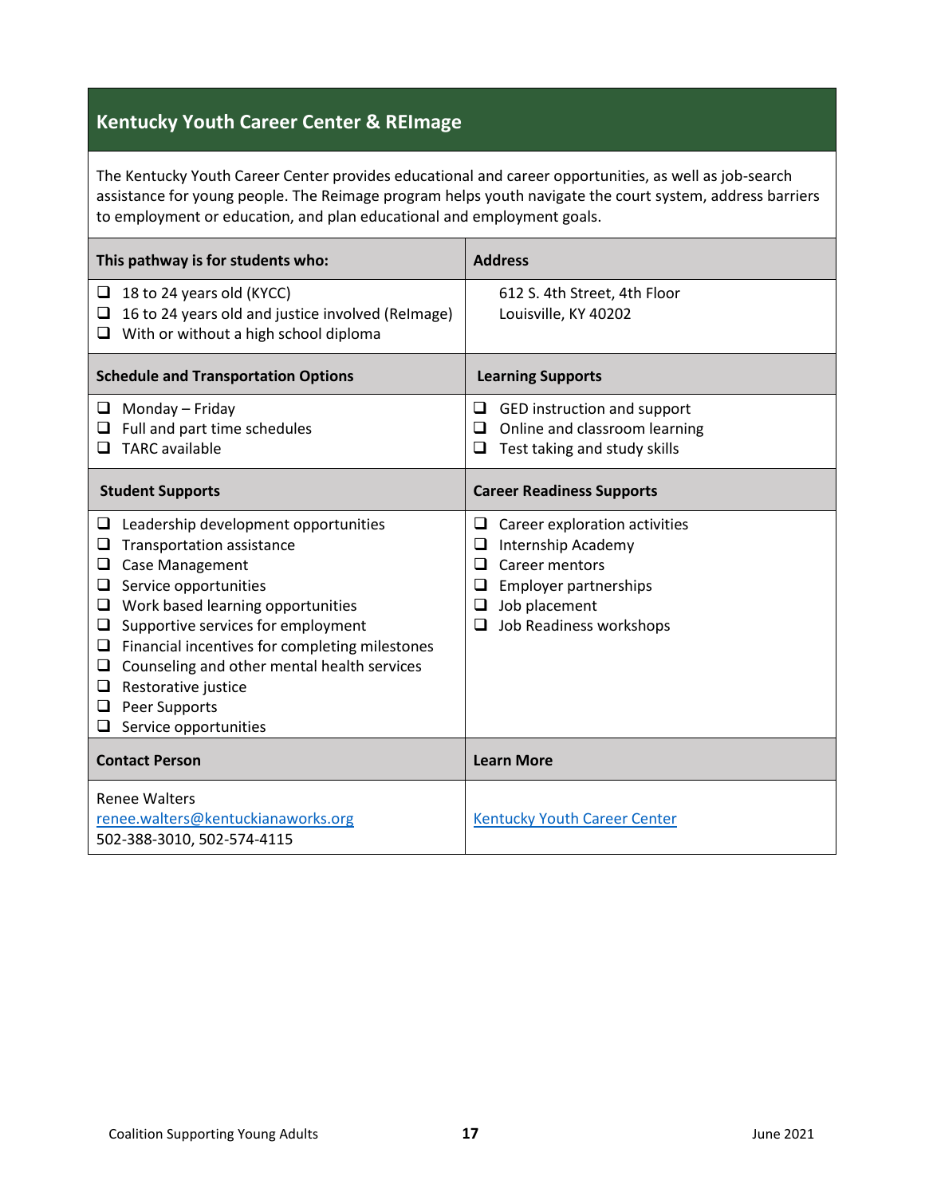## Kentucky Youth Career Center & REImage

The Kentucky Youth Career Center provides educational and career opportunities, as well as job-search assistance for young people. The Reimage program helps youth navigate the court system, address barriers to employment or education, and plan educational and employment goals.

| This pathway is for students who: | Address |
|---|---|
| ❑ 18 to 24 years old (KYCC)<br>❑ 16 to 24 years old and justice involved (ReImage)<br>❑ With or without a high school diploma | 612 S. 4th Street, 4th Floor<br>Louisville, KY 40202 |
| **Schedule and Transportation Options** | **Learning Supports** |
| ❑ Monday – Friday<br>❑ Full and part time schedules<br>❑ TARC available | ❑ GED instruction and support<br>❑ Online and classroom learning<br>❑ Test taking and study skills |
| **Student Supports** | **Career Readiness Supports** |
| ❑ Leadership development opportunities<br>❑ Transportation assistance<br>❑ Case Management<br>❑ Service opportunities<br>❑ Work based learning opportunities<br>❑ Supportive services for employment<br>❑ Financial incentives for completing milestones<br>❑ Counseling and other mental health services<br>❑ Restorative justice<br>❑ Peer Supports<br>❑ Service opportunities | ❑ Career exploration activities<br>❑ Internship Academy<br>❑ Career mentors<br>❑ Employer partnerships<br>❑ Job placement<br>❑ Job Readiness workshops |
| **Contact Person** | **Learn More** |
| Renee Walters<br>renee.walters@kentuckianaworks.org<br>502-388-3010, 502-574-4115 | Kentucky Youth Career Center |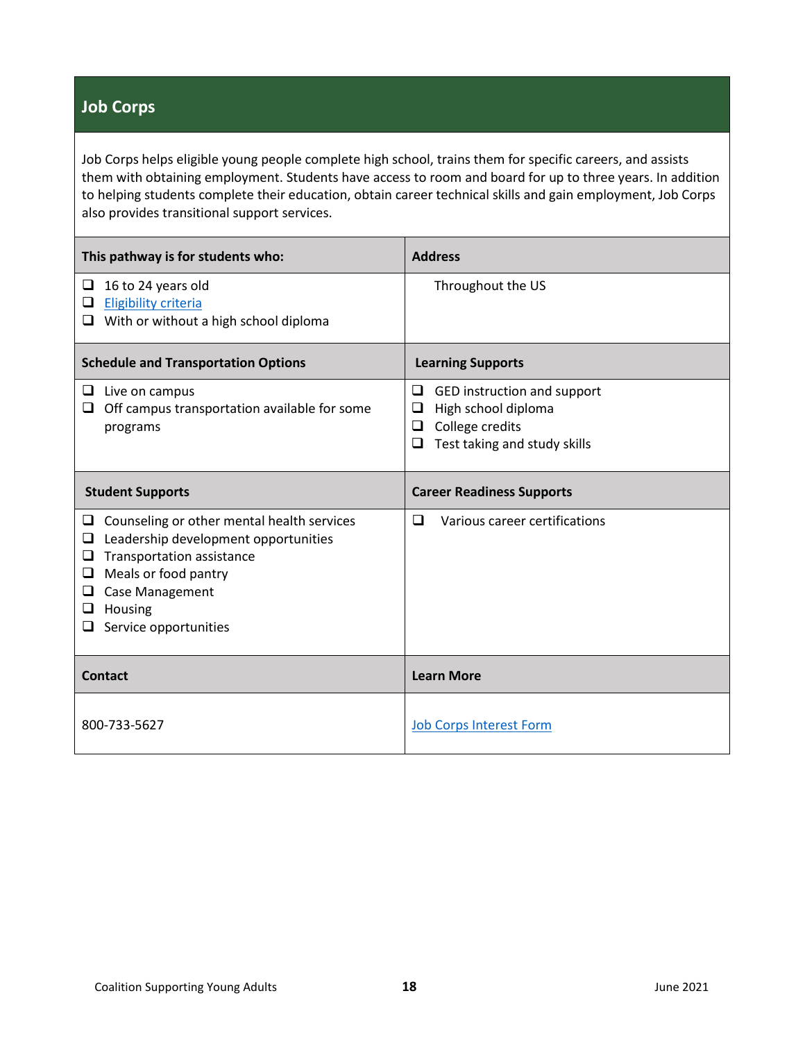## Job Corps

Job Corps helps eligible young people complete high school, trains them for specific careers, and assists them with obtaining employment. Students have access to room and board for up to three years. In addition to helping students complete their education, obtain career technical skills and gain employment, Job Corps also provides transitional support services.

| This pathway is for students who: | Address |
|---|---|
| ❑ 16 to 24 years old<br>❑ Eligibility criteria<br>❑ With or without a high school diploma | Throughout the US |
| **Schedule and Transportation Options** | **Learning Supports** |
| ❑ Live on campus<br>❑ Off campus transportation available for some programs | ❑ GED instruction and support<br>❑ High school diploma<br>❑ College credits<br>❑ Test taking and study skills |
| **Student Supports** | **Career Readiness Supports** |
| ❑ Counseling or other mental health services<br>❑ Leadership development opportunities<br>❑ Transportation assistance<br>❑ Meals or food pantry<br>❑ Case Management<br>❑ Housing<br>❑ Service opportunities | ❑ Various career certifications |
| **Contact** | **Learn More** |
| 800-733-5627 | Job Corps Interest Form |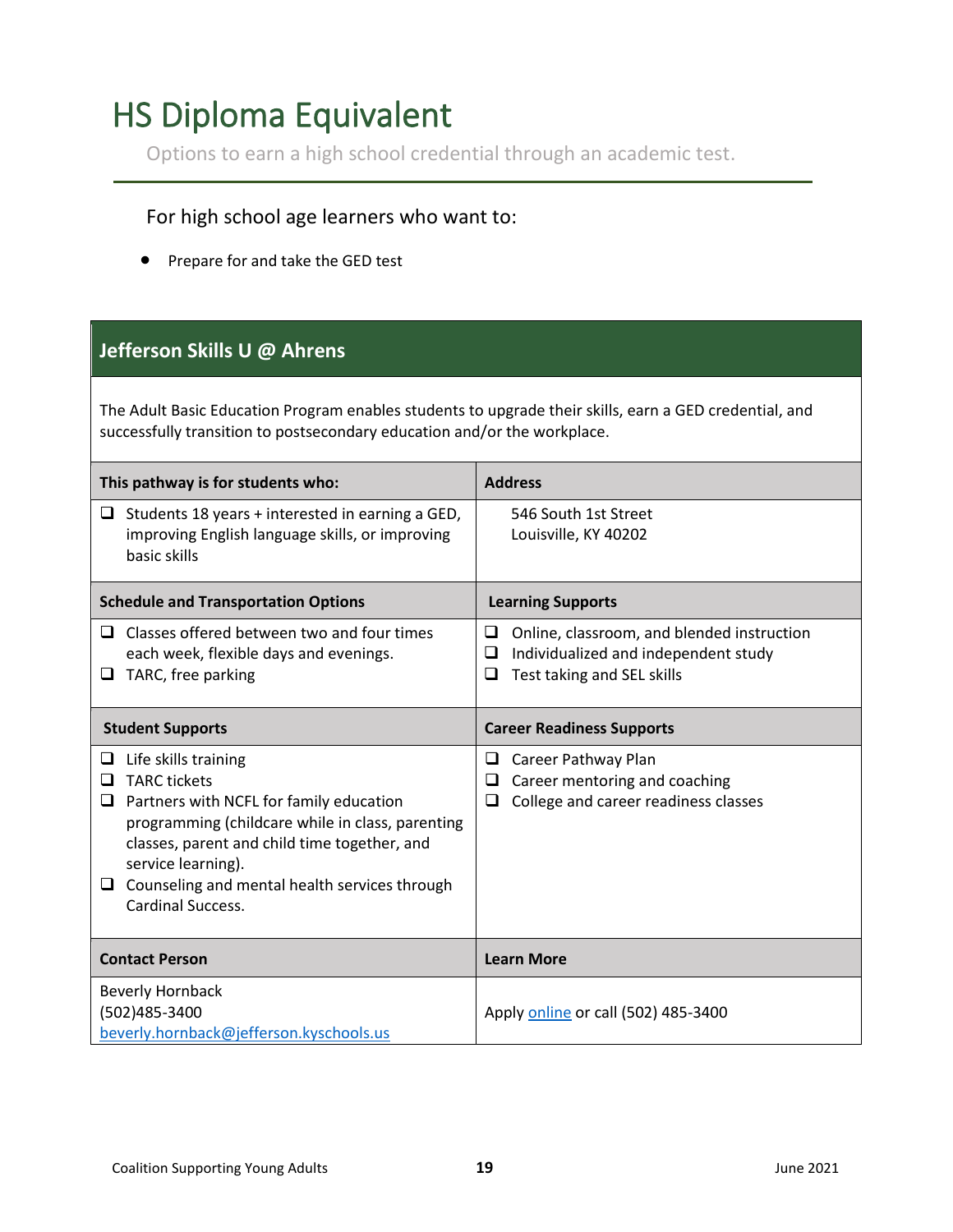# HS Diploma Equivalent

Options to earn a high school credential through an academic test.

For high school age learners who want to:

- Prepare for and take the GED test

## Jefferson Skills U @ Ahrens

The Adult Basic Education Program enables students to upgrade their skills, earn a GED credential, and successfully transition to postsecondary education and/or the workplace.

| This pathway is for students who: | Address |
|---|---|
| ❑ Students 18 years + interested in earning a GED, improving English language skills, or improving basic skills | 546 South 1st Street<br>Louisville, KY 40202 |
| **Schedule and Transportation Options** | **Learning Supports** |
| ❑ Classes offered between two and four times each week, flexible days and evenings.<br>❑ TARC, free parking | ❑ Online, classroom, and blended instruction<br>❑ Individualized and independent study<br>❑ Test taking and SEL skills |
| **Student Supports** | **Career Readiness Supports** |
| ❑ Life skills training<br>❑ TARC tickets<br>❑ Partners with NCFL for family education programming (childcare while in class, parenting classes, parent and child time together, and service learning).<br>❑ Counseling and mental health services through Cardinal Success. | ❑ Career Pathway Plan<br>❑ Career mentoring and coaching<br>❑ College and career readiness classes |
| **Contact Person** | **Learn More** |
| Beverly Hornback<br>(502)485-3400<br>beverly.hornback@jefferson.kyschools.us | Apply online or call (502) 485-3400 |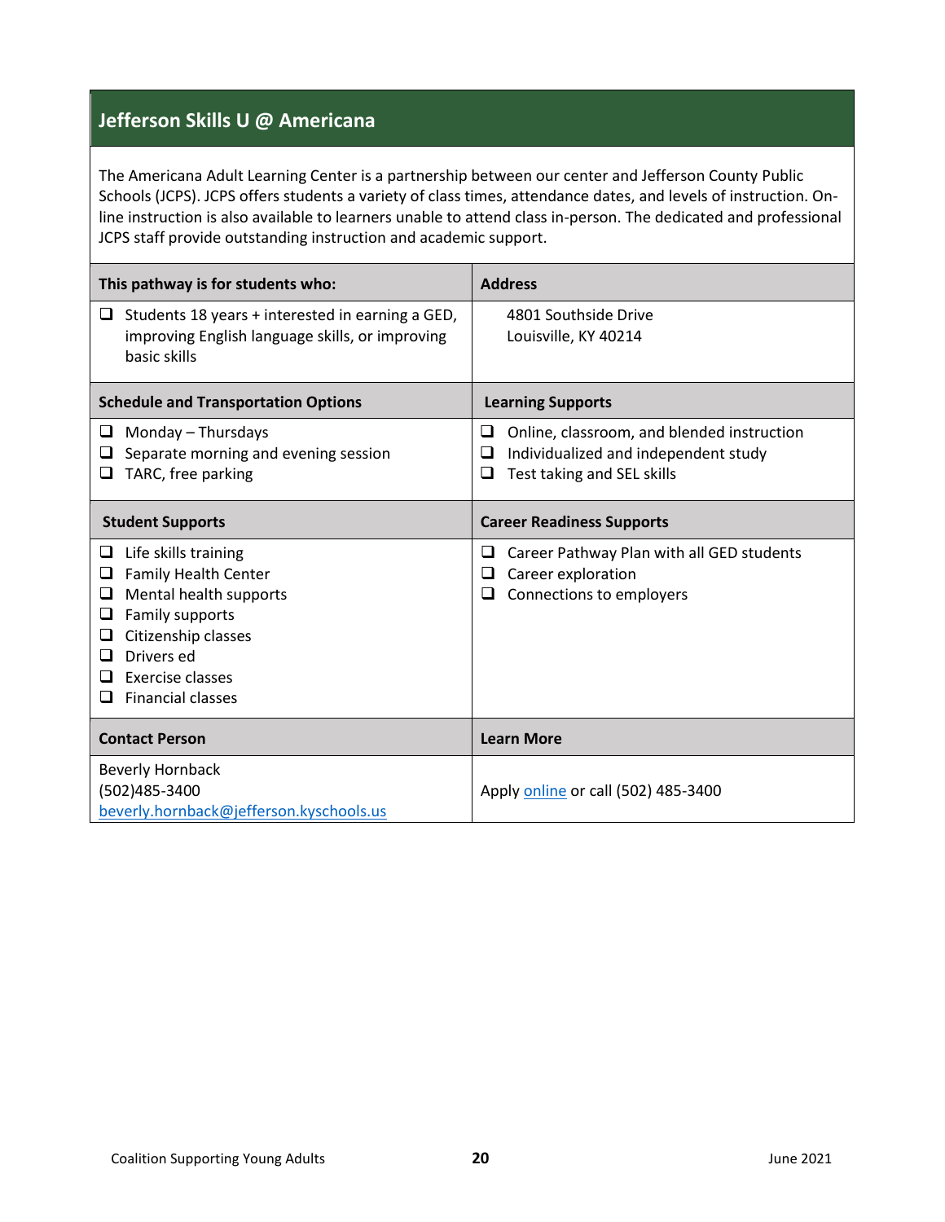## Jefferson Skills U @ Americana

The Americana Adult Learning Center is a partnership between our center and Jefferson County Public Schools (JCPS). JCPS offers students a variety of class times, attendance dates, and levels of instruction. On-line instruction is also available to learners unable to attend class in-person. The dedicated and professional JCPS staff provide outstanding instruction and academic support.

| This pathway is for students who: | Address |
|---|---|
| ❑ Students 18 years + interested in earning a GED, improving English language skills, or improving basic skills | 4801 Southside Drive<br>Louisville, KY 40214 |
| **Schedule and Transportation Options** | **Learning Supports** |
| ❑ Monday – Thursdays<br>❑ Separate morning and evening session<br>❑ TARC, free parking | ❑ Online, classroom, and blended instruction<br>❑ Individualized and independent study<br>❑ Test taking and SEL skills |
| **Student Supports** | **Career Readiness Supports** |
| ❑ Life skills training<br>❑ Family Health Center<br>❑ Mental health supports<br>❑ Family supports<br>❑ Citizenship classes<br>❑ Drivers ed<br>❑ Exercise classes<br>❑ Financial classes | ❑ Career Pathway Plan with all GED students<br>❑ Career exploration<br>❑ Connections to employers |
| **Contact Person** | **Learn More** |
| Beverly Hornback<br>(502)485-3400<br>beverly.hornback@jefferson.kyschools.us | Apply online or call (502) 485-3400 |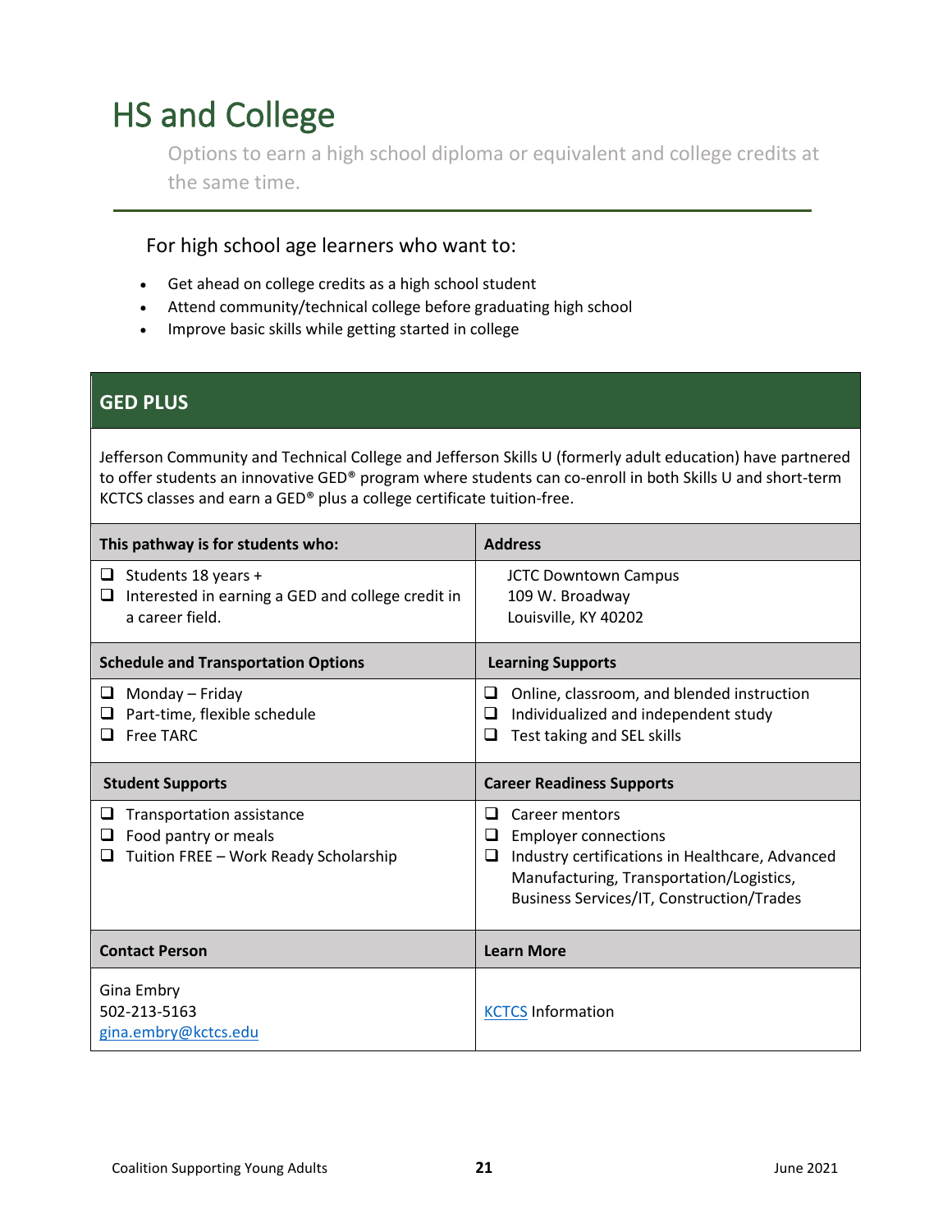# HS and College

Options to earn a high school diploma or equivalent and college credits at the same time.

---

For high school age learners who want to:

- Get ahead on college credits as a high school student
- Attend community/technical college before graduating high school
- Improve basic skills while getting started in college

## GED PLUS

Jefferson Community and Technical College and Jefferson Skills U (formerly adult education) have partnered to offer students an innovative GED® program where students can co-enroll in both Skills U and short-term KCTCS classes and earn a GED® plus a college certificate tuition-free.

| This pathway is for students who: | Address |
|---|---|
| ❑ Students 18 years +<br>❑ Interested in earning a GED and college credit in a career field. | JCTC Downtown Campus<br>109 W. Broadway<br>Louisville, KY 40202 |
| **Schedule and Transportation Options** | **Learning Supports** |
| ❑ Monday – Friday<br>❑ Part-time, flexible schedule<br>❑ Free TARC | ❑ Online, classroom, and blended instruction<br>❑ Individualized and independent study<br>❑ Test taking and SEL skills |
| **Student Supports** | **Career Readiness Supports** |
| ❑ Transportation assistance<br>❑ Food pantry or meals<br>❑ Tuition FREE – Work Ready Scholarship | ❑ Career mentors<br>❑ Employer connections<br>❑ Industry certifications in Healthcare, Advanced Manufacturing, Transportation/Logistics, Business Services/IT, Construction/Trades |
| **Contact Person** | **Learn More** |
| Gina Embry<br>502-213-5163<br>gina.embry@kctcs.edu | KCTCS Information |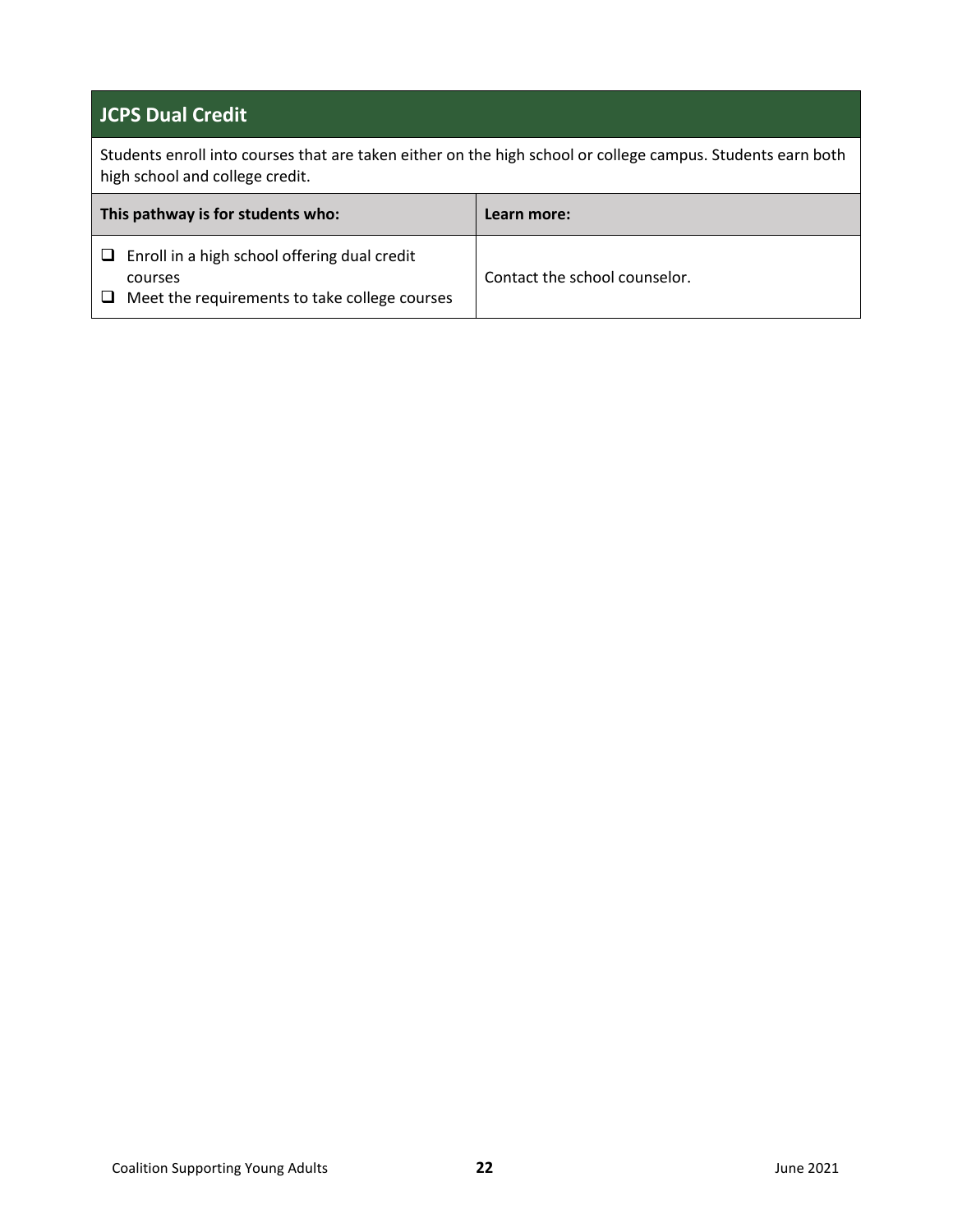## JCPS Dual Credit

Students enroll into courses that are taken either on the high school or college campus. Students earn both high school and college credit.

| This pathway is for students who: | Learn more: |
|---|---|
| ❑ Enroll in a high school offering dual credit courses<br>❑ Meet the requirements to take college courses | Contact the school counselor. |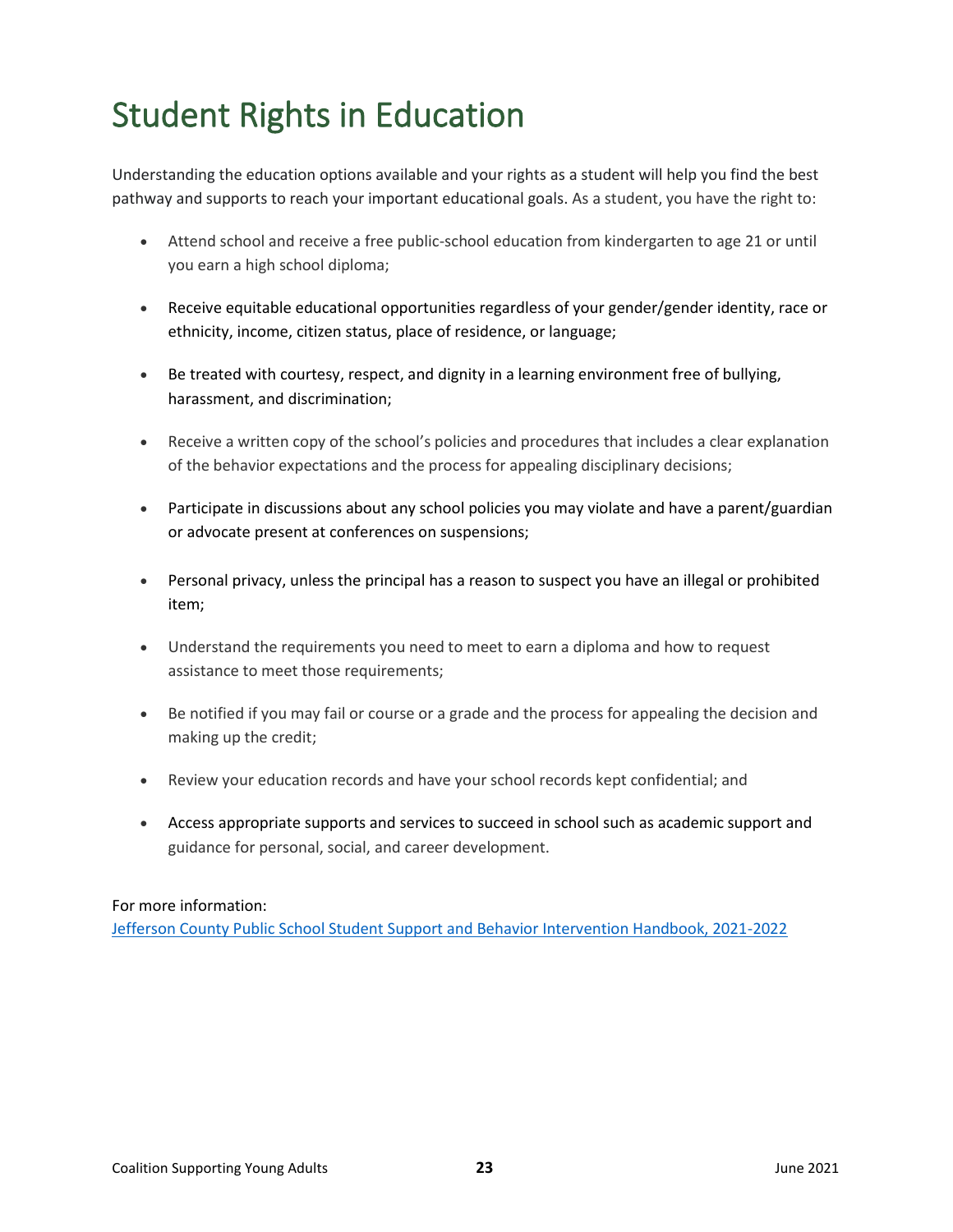# Student Rights in Education

Understanding the education options available and your rights as a student will help you find the best pathway and supports to reach your important educational goals. As a student, you have the right to:

- Attend school and receive a free public-school education from kindergarten to age 21 or until you earn a high school diploma;
- Receive equitable educational opportunities regardless of your gender/gender identity, race or ethnicity, income, citizen status, place of residence, or language;
- Be treated with courtesy, respect, and dignity in a learning environment free of bullying, harassment, and discrimination;
- Receive a written copy of the school's policies and procedures that includes a clear explanation of the behavior expectations and the process for appealing disciplinary decisions;
- Participate in discussions about any school policies you may violate and have a parent/guardian or advocate present at conferences on suspensions;
- Personal privacy, unless the principal has a reason to suspect you have an illegal or prohibited item;
- Understand the requirements you need to meet to earn a diploma and how to request assistance to meet those requirements;
- Be notified if you may fail or course or a grade and the process for appealing the decision and making up the credit;
- Review your education records and have your school records kept confidential; and
- Access appropriate supports and services to succeed in school such as academic support and guidance for personal, social, and career development.

For more information:
Jefferson County Public School Student Support and Behavior Intervention Handbook, 2021-2022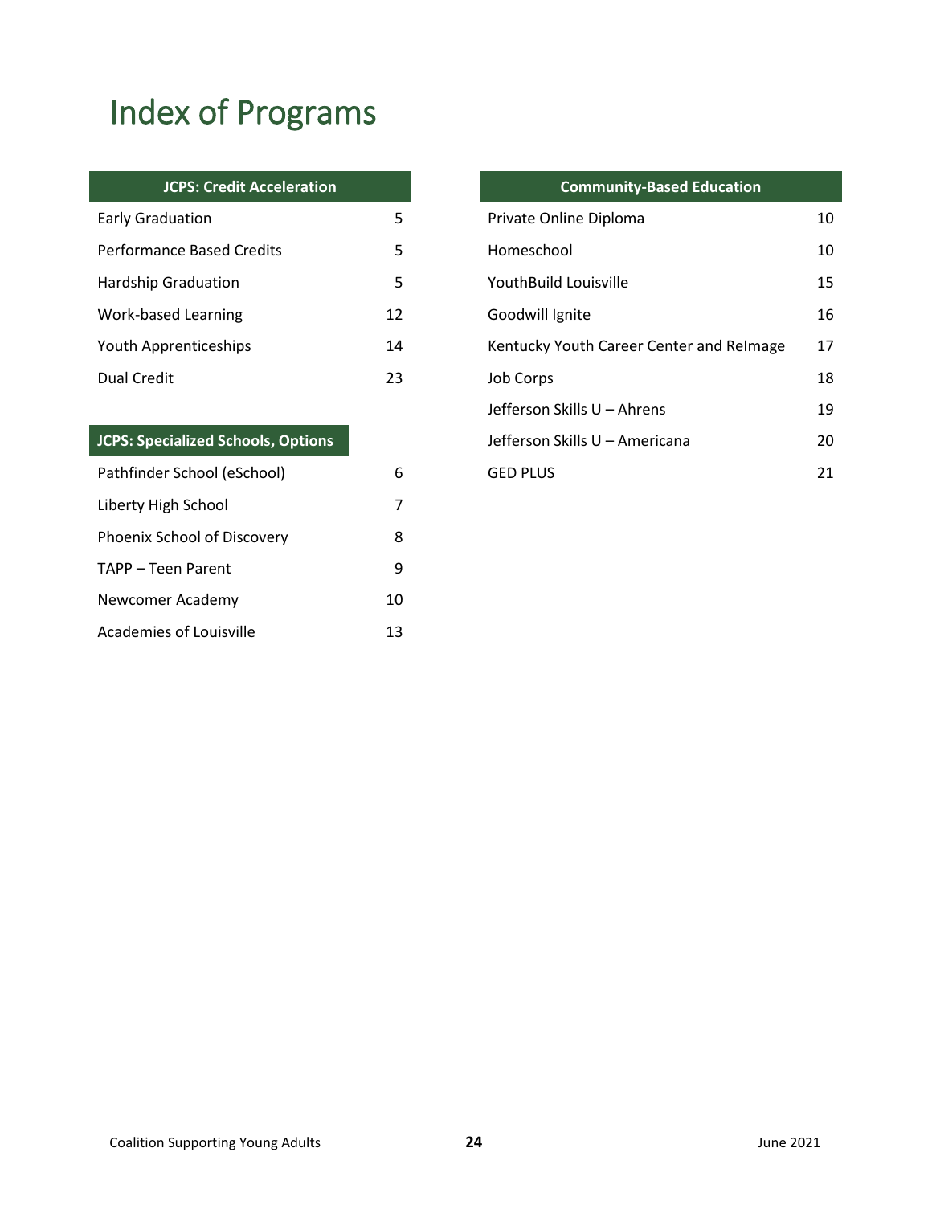# Index of Programs

| JCPS: Credit Acceleration | |
|---|---|
| Early Graduation | 5 |
| Performance Based Credits | 5 |
| Hardship Graduation | 5 |
| Work-based Learning | 12 |
| Youth Apprenticeships | 14 |
| Dual Credit | 23 |

| JCPS: Specialized Schools, Options | |
|---|---|
| Pathfinder School (eSchool) | 6 |
| Liberty High School | 7 |
| Phoenix School of Discovery | 8 |
| TAPP – Teen Parent | 9 |
| Newcomer Academy | 10 |
| Academies of Louisville | 13 |

| Community-Based Education | |
|---|---|
| Private Online Diploma | 10 |
| Homeschool | 10 |
| YouthBuild Louisville | 15 |
| Goodwill Ignite | 16 |
| Kentucky Youth Career Center and ReImage | 17 |
| Job Corps | 18 |
| Jefferson Skills U – Ahrens | 19 |
| Jefferson Skills U – Americana | 20 |
| GED PLUS | 21 |